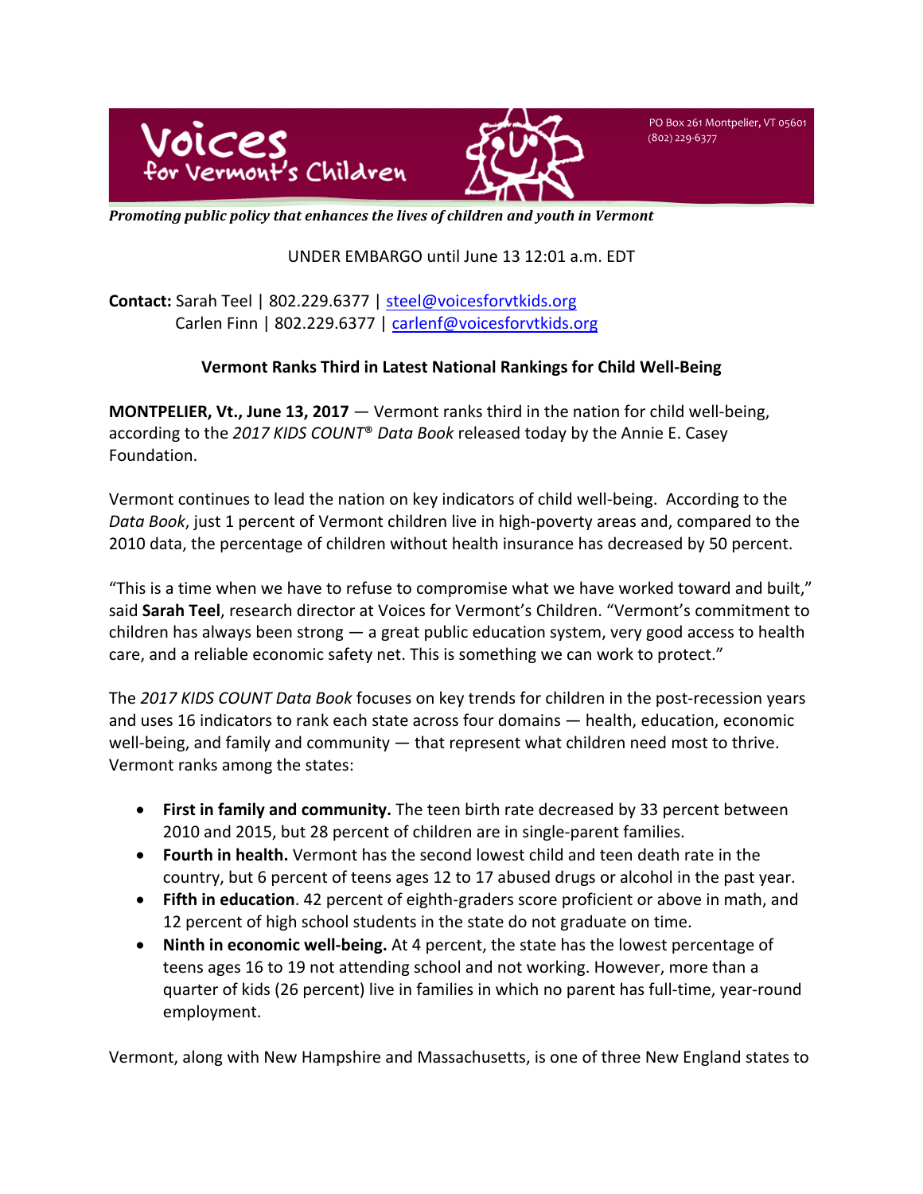Voices for Vermont's Children

PO Box 261 Montpelier, VT 05601
(802) 229-6377

***Promoting public policy that enhances the lives of children and youth in Vermont***

UNDER EMBARGO until June 13 12:01 a.m. EDT

**Contact:** Sarah Teel | 802.229.6377 | steel@voicesforvtkids.org
Carlen Finn | 802.229.6377 | carlenf@voicesforvtkids.org

**Vermont Ranks Third in Latest National Rankings for Child Well-Being**

**MONTPELIER, Vt., June 13, 2017** — Vermont ranks third in the nation for child well-being, according to the *2017 KIDS COUNT® Data Book* released today by the Annie E. Casey Foundation.

Vermont continues to lead the nation on key indicators of child well-being. According to the *Data Book*, just 1 percent of Vermont children live in high-poverty areas and, compared to the 2010 data, the percentage of children without health insurance has decreased by 50 percent.

"This is a time when we have to refuse to compromise what we have worked toward and built," said **Sarah Teel**, research director at Voices for Vermont's Children. "Vermont's commitment to children has always been strong — a great public education system, very good access to health care, and a reliable economic safety net. This is something we can work to protect."

The *2017 KIDS COUNT Data Book* focuses on key trends for children in the post-recession years and uses 16 indicators to rank each state across four domains — health, education, economic well-being, and family and community — that represent what children need most to thrive. Vermont ranks among the states:

- **First in family and community.** The teen birth rate decreased by 33 percent between 2010 and 2015, but 28 percent of children are in single-parent families.
- **Fourth in health.** Vermont has the second lowest child and teen death rate in the country, but 6 percent of teens ages 12 to 17 abused drugs or alcohol in the past year.
- **Fifth in education**. 42 percent of eighth-graders score proficient or above in math, and 12 percent of high school students in the state do not graduate on time.
- **Ninth in economic well-being.** At 4 percent, the state has the lowest percentage of teens ages 16 to 19 not attending school and not working. However, more than a quarter of kids (26 percent) live in families in which no parent has full-time, year-round employment.

Vermont, along with New Hampshire and Massachusetts, is one of three New England states to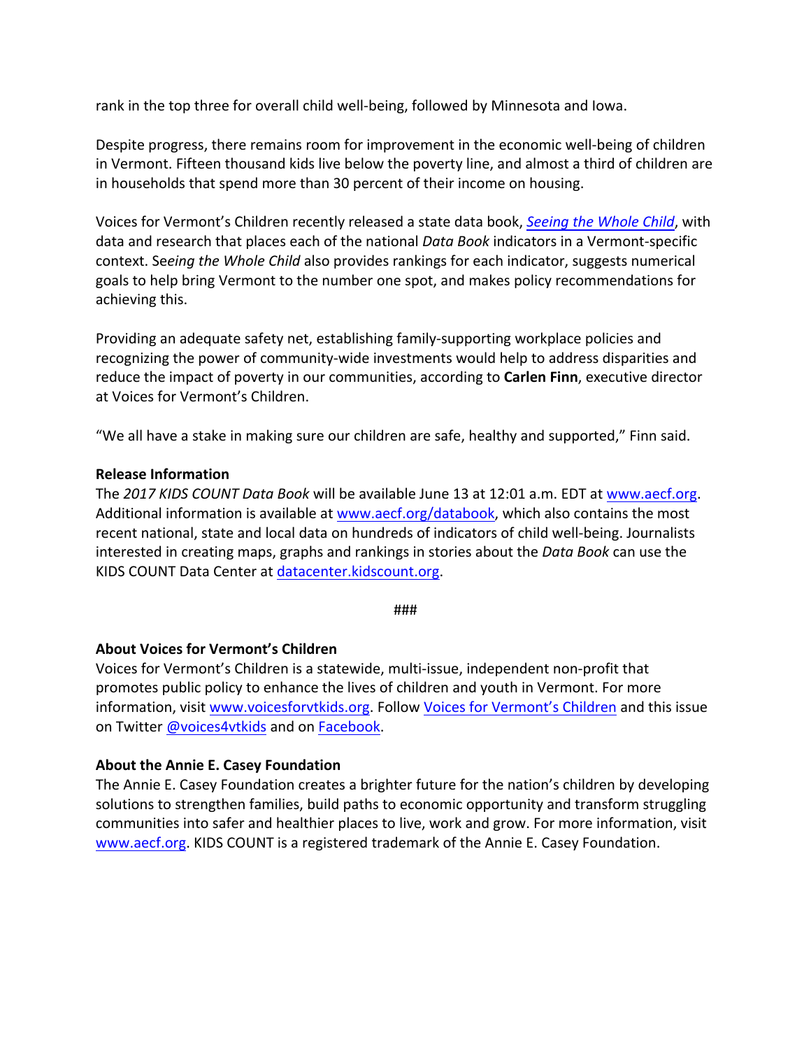rank in the top three for overall child well-being, followed by Minnesota and Iowa.

Despite progress, there remains room for improvement in the economic well-being of children in Vermont. Fifteen thousand kids live below the poverty line, and almost a third of children are in households that spend more than 30 percent of their income on housing.

Voices for Vermont's Children recently released a state data book, *Seeing the Whole Child*, with data and research that places each of the national *Data Book* indicators in a Vermont-specific context. *Seeing the Whole Child* also provides rankings for each indicator, suggests numerical goals to help bring Vermont to the number one spot, and makes policy recommendations for achieving this.

Providing an adequate safety net, establishing family-supporting workplace policies and recognizing the power of community-wide investments would help to address disparities and reduce the impact of poverty in our communities, according to **Carlen Finn**, executive director at Voices for Vermont's Children.

"We all have a stake in making sure our children are safe, healthy and supported," Finn said.

**Release Information**
The *2017 KIDS COUNT Data Book* will be available June 13 at 12:01 a.m. EDT at www.aecf.org. Additional information is available at www.aecf.org/databook, which also contains the most recent national, state and local data on hundreds of indicators of child well-being. Journalists interested in creating maps, graphs and rankings in stories about the *Data Book* can use the KIDS COUNT Data Center at datacenter.kidscount.org.

###

**About Voices for Vermont's Children**
Voices for Vermont's Children is a statewide, multi-issue, independent non-profit that promotes public policy to enhance the lives of children and youth in Vermont. For more information, visit www.voicesforvtkids.org. Follow Voices for Vermont's Children and this issue on Twitter @voices4vtkids and on Facebook.

**About the Annie E. Casey Foundation**
The Annie E. Casey Foundation creates a brighter future for the nation's children by developing solutions to strengthen families, build paths to economic opportunity and transform struggling communities into safer and healthier places to live, work and grow. For more information, visit www.aecf.org. KIDS COUNT is a registered trademark of the Annie E. Casey Foundation.